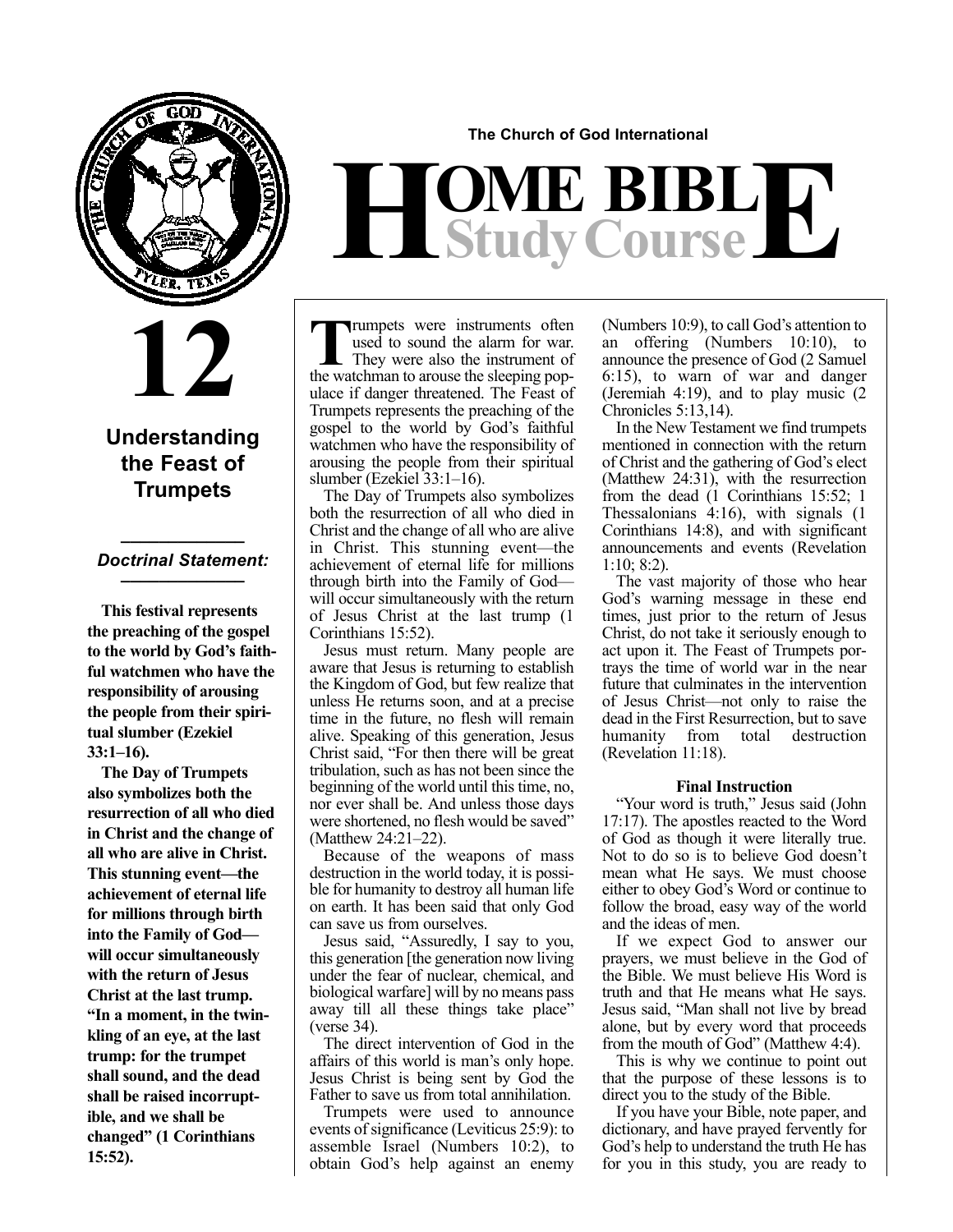The Church of God International

# HOME BIBLE Study Course

# 12

## Understanding the Feast of Trumpets

### *Doctrinal Statement:*

**This festival represents the preaching of the gospel to the world by God's faithful watchmen who have the responsibility of arousing the people from their spiritual slumber (Ezekiel 33:1–16).**

**The Day of Trumpets also symbolizes both the resurrection of all who died in Christ and the change of all who are alive in Christ. This stunning event—the achievement of eternal life for millions through birth into the Family of God—will occur simultaneously with the return of Jesus Christ at the last trump. "In a moment, in the twinkling of an eye, at the last trump: for the trumpet shall sound, and the dead shall be raised incorruptible, and we shall be changed" (1 Corinthians 15:52).**

Trumpets were instruments often used to sound the alarm for war. They were also the instrument of the watchman to arouse the sleeping populace if danger threatened. The Feast of Trumpets represents the preaching of the gospel to the world by God's faithful watchmen who have the responsibility of arousing the people from their spiritual slumber (Ezekiel 33:1–16).

The Day of Trumpets also symbolizes both the resurrection of all who died in Christ and the change of all who are alive in Christ. This stunning event—the achievement of eternal life for millions through birth into the Family of God—will occur simultaneously with the return of Jesus Christ at the last trump (1 Corinthians 15:52).

Jesus must return. Many people are aware that Jesus is returning to establish the Kingdom of God, but few realize that unless He returns soon, and at a precise time in the future, no flesh will remain alive. Speaking of this generation, Jesus Christ said, "For then there will be great tribulation, such as has not been since the beginning of the world until this time, no, nor ever shall be. And unless those days were shortened, no flesh would be saved" (Matthew 24:21–22).

Because of the weapons of mass destruction in the world today, it is possible for humanity to destroy all human life on earth. It has been said that only God can save us from ourselves.

Jesus said, "Assuredly, I say to you, this generation [the generation now living under the fear of nuclear, chemical, and biological warfare] will by no means pass away till all these things take place" (verse 34).

The direct intervention of God in the affairs of this world is man's only hope. Jesus Christ is being sent by God the Father to save us from total annihilation.

Trumpets were used to announce events of significance (Leviticus 25:9): to assemble Israel (Numbers 10:2), to obtain God's help against an enemy (Numbers 10:9), to call God's attention to an offering (Numbers 10:10), to announce the presence of God (2 Samuel 6:15), to warn of war and danger (Jeremiah 4:19), and to play music (2 Chronicles 5:13,14).

In the New Testament we find trumpets mentioned in connection with the return of Christ and the gathering of God's elect (Matthew 24:31), with the resurrection from the dead (1 Corinthians 15:52; 1 Thessalonians 4:16), with signals (1 Corinthians 14:8), and with significant announcements and events (Revelation 1:10; 8:2).

The vast majority of those who hear God's warning message in these end times, just prior to the return of Jesus Christ, do not take it seriously enough to act upon it. The Feast of Trumpets portrays the time of world war in the near future that culminates in the intervention of Jesus Christ—not only to raise the dead in the First Resurrection, but to save humanity from total destruction (Revelation 11:18).

**Final Instruction**

"Your word is truth," Jesus said (John 17:17). The apostles reacted to the Word of God as though it were literally true. Not to do so is to believe God doesn't mean what He says. We must choose either to obey God's Word or continue to follow the broad, easy way of the world and the ideas of men.

If we expect God to answer our prayers, we must believe in the God of the Bible. We must believe His Word is truth and that He means what He says. Jesus said, "Man shall not live by bread alone, but by every word that proceeds from the mouth of God" (Matthew 4:4).

This is why we continue to point out that the purpose of these lessons is to direct you to the study of the Bible.

If you have your Bible, note paper, and dictionary, and have prayed fervently for God's help to understand the truth He has for you in this study, you are ready to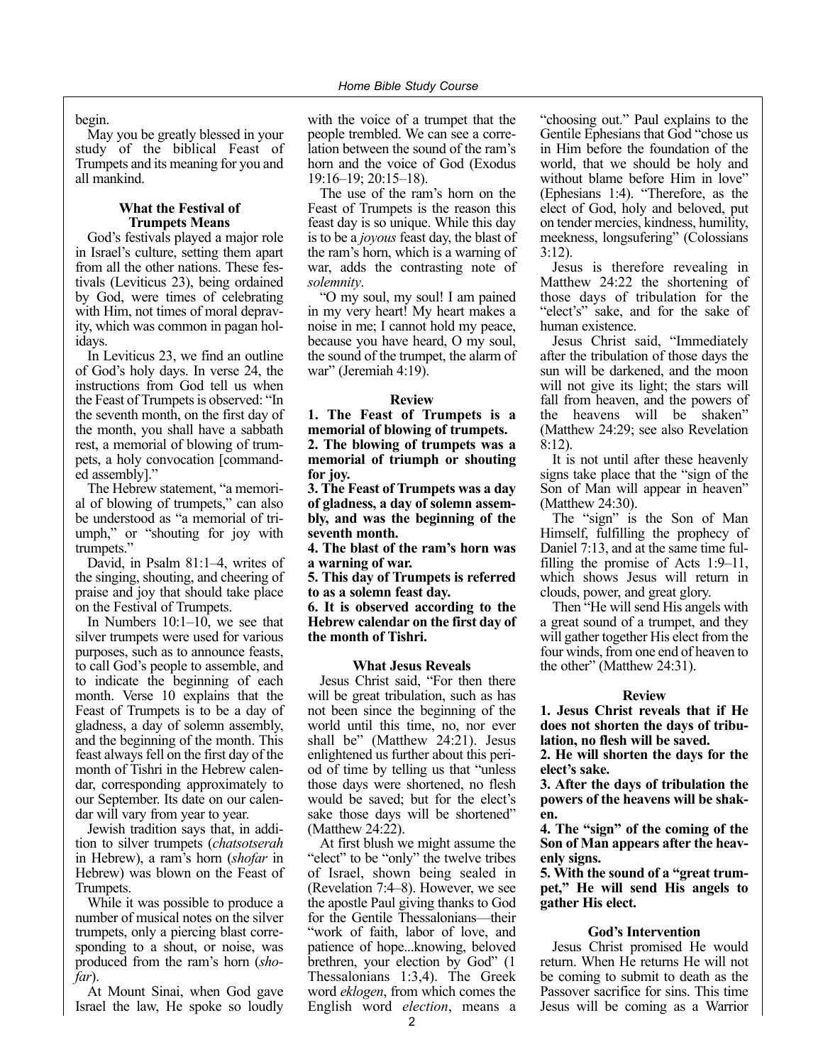begin.

May you be greatly blessed in your study of the biblical Feast of Trumpets and its meaning for you and all mankind.

### What the Festival of Trumpets Means

God's festivals played a major role in Israel's culture, setting them apart from all the other nations. These festivals (Leviticus 23), being ordained by God, were times of celebrating with Him, not times of moral depravity, which was common in pagan holidays.

In Leviticus 23, we find an outline of God's holy days. In verse 24, the instructions from God tell us when the Feast of Trumpets is observed: "In the seventh month, on the first day of the month, you shall have a sabbath rest, a memorial of blowing of trumpets, a holy convocation [commanded assembly]."

The Hebrew statement, "a memorial of blowing of trumpets," can also be understood as "a memorial of triumph," or "shouting for joy with trumpets."

David, in Psalm 81:1–4, writes of the singing, shouting, and cheering of praise and joy that should take place on the Festival of Trumpets.

In Numbers 10:1–10, we see that silver trumpets were used for various purposes, such as to announce feasts, to call God's people to assemble, and to indicate the beginning of each month. Verse 10 explains that the Feast of Trumpets is to be a day of gladness, a day of solemn assembly, and the beginning of the month. This feast always fell on the first day of the month of Tishri in the Hebrew calendar, corresponding approximately to our September. Its date on our calendar will vary from year to year.

Jewish tradition says that, in addition to silver trumpets (*chatsotserah* in Hebrew), a ram's horn (*shofar* in Hebrew) was blown on the Feast of Trumpets.

While it was possible to produce a number of musical notes on the silver trumpets, only a piercing blast corresponding to a shout, or noise, was produced from the ram's horn (*shofar*).

At Mount Sinai, when God gave Israel the law, He spoke so loudly with the voice of a trumpet that the people trembled. We can see a correlation between the sound of the ram's horn and the voice of God (Exodus 19:16–19; 20:15–18).

The use of the ram's horn on the Feast of Trumpets is the reason this feast day is so unique. While this day is to be a *joyous* feast day, the blast of the ram's horn, which is a warning of war, adds the contrasting note of *solemnity*.

"O my soul, my soul! I am pained in my very heart! My heart makes a noise in me; I cannot hold my peace, because you have heard, O my soul, the sound of the trumpet, the alarm of war" (Jeremiah 4:19).

#### Review

**1. The Feast of Trumpets is a memorial of blowing of trumpets.**

**2. The blowing of trumpets was a memorial of triumph or shouting for joy.**

**3. The Feast of Trumpets was a day of gladness, a day of solemn assembly, and was the beginning of the seventh month.**

**4. The blast of the ram's horn was a warning of war.**

**5. This day of Trumpets is referred to as a solemn feast day.**

**6. It is observed according to the Hebrew calendar on the first day of the month of Tishri.**

### What Jesus Reveals

Jesus Christ said, "For then there will be great tribulation, such as has not been since the beginning of the world until this time, no, nor ever shall be" (Matthew 24:21). Jesus enlightened us further about this period of time by telling us that "unless those days were shortened, no flesh would be saved; but for the elect's sake those days will be shortened" (Matthew 24:22).

At first blush we might assume the "elect" to be "only" the twelve tribes of Israel, shown being sealed in (Revelation 7:4–8). However, we see the apostle Paul giving thanks to God for the Gentile Thessalonians—their "work of faith, labor of love, and patience of hope...knowing, beloved brethren, your election by God" (1 Thessalonians 1:3,4). The Greek word *eklogen*, from which comes the English word *election*, means a "choosing out." Paul explains to the Gentile Ephesians that God "chose us in Him before the foundation of the world, that we should be holy and without blame before Him in love" (Ephesians 1:4). "Therefore, as the elect of God, holy and beloved, put on tender mercies, kindness, humility, meekness, longsufering" (Colossians 3:12).

Jesus is therefore revealing in Matthew 24:22 the shortening of those days of tribulation for the "elect's" sake, and for the sake of human existence.

Jesus Christ said, "Immediately after the tribulation of those days the sun will be darkened, and the moon will not give its light; the stars will fall from heaven, and the powers of the heavens will be shaken" (Matthew 24:29; see also Revelation 8:12).

It is not until after these heavenly signs take place that the "sign of the Son of Man will appear in heaven" (Matthew 24:30).

The "sign" is the Son of Man Himself, fulfilling the prophecy of Daniel 7:13, and at the same time fulfilling the promise of Acts 1:9–11, which shows Jesus will return in clouds, power, and great glory.

Then "He will send His angels with a great sound of a trumpet, and they will gather together His elect from the four winds, from one end of heaven to the other" (Matthew 24:31).

#### Review

**1. Jesus Christ reveals that if He does not shorten the days of tribulation, no flesh will be saved.**

**2. He will shorten the days for the elect's sake.**

**3. After the days of tribulation the powers of the heavens will be shaken.**

**4. The "sign" of the coming of the Son of Man appears after the heavenly signs.**

**5. With the sound of a "great trumpet," He will send His angels to gather His elect.**

### God's Intervention

Jesus Christ promised He would return. When He returns He will not be coming to submit to death as the Passover sacrifice for sins. This time Jesus will be coming as a Warrior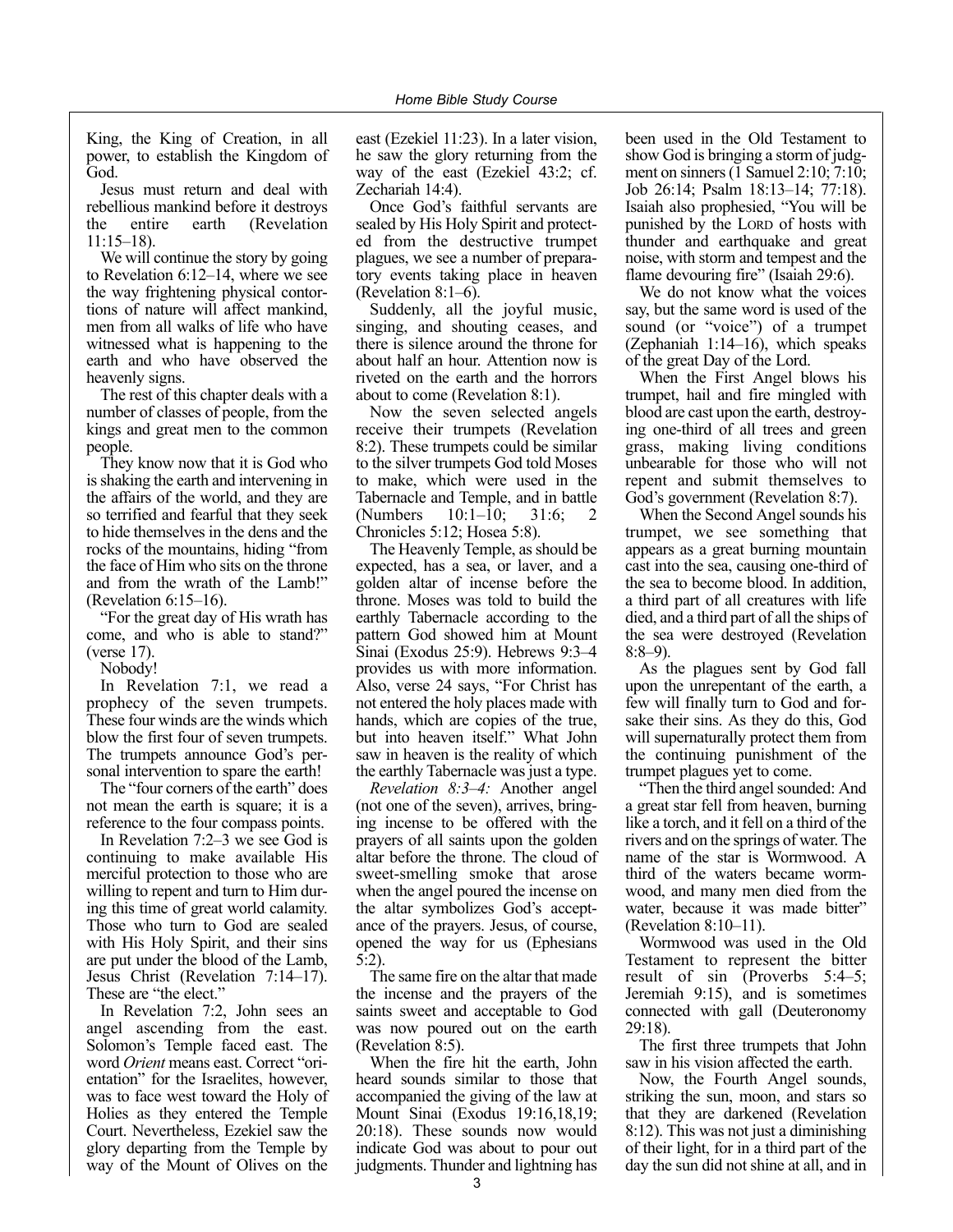King, the King of Creation, in all power, to establish the Kingdom of God.

Jesus must return and deal with rebellious mankind before it destroys the entire earth (Revelation 11:15–18).

We will continue the story by going to Revelation 6:12–14, where we see the way frightening physical contortions of nature will affect mankind, men from all walks of life who have witnessed what is happening to the earth and who have observed the heavenly signs.

The rest of this chapter deals with a number of classes of people, from the kings and great men to the common people.

They know now that it is God who is shaking the earth and intervening in the affairs of the world, and they are so terrified and fearful that they seek to hide themselves in the dens and the rocks of the mountains, hiding "from the face of Him who sits on the throne and from the wrath of the Lamb!" (Revelation 6:15–16).

"For the great day of His wrath has come, and who is able to stand?" (verse 17).

Nobody!

In Revelation 7:1, we read a prophecy of the seven trumpets. These four winds are the winds which blow the first four of seven trumpets. The trumpets announce God's personal intervention to spare the earth!

The "four corners of the earth" does not mean the earth is square; it is a reference to the four compass points.

In Revelation 7:2–3 we see God is continuing to make available His merciful protection to those who are willing to repent and turn to Him during this time of great world calamity. Those who turn to God are sealed with His Holy Spirit, and their sins are put under the blood of the Lamb, Jesus Christ (Revelation 7:14–17). These are "the elect."

In Revelation 7:2, John sees an angel ascending from the east. Solomon's Temple faced east. The word *Orient* means east. Correct "orientation" for the Israelites, however, was to face west toward the Holy of Holies as they entered the Temple Court. Nevertheless, Ezekiel saw the glory departing from the Temple by way of the Mount of Olives on the east (Ezekiel 11:23). In a later vision, he saw the glory returning from the way of the east (Ezekiel 43:2; cf. Zechariah 14:4).

Once God's faithful servants are sealed by His Holy Spirit and protected from the destructive trumpet plagues, we see a number of preparatory events taking place in heaven (Revelation 8:1–6).

Suddenly, all the joyful music, singing, and shouting ceases, and there is silence around the throne for about half an hour. Attention now is riveted on the earth and the horrors about to come (Revelation 8:1).

Now the seven selected angels receive their trumpets (Revelation 8:2). These trumpets could be similar to the silver trumpets God told Moses to make, which were used in the Tabernacle and Temple, and in battle (Numbers 10:1–10; 31:6; 2 Chronicles 5:12; Hosea 5:8).

The Heavenly Temple, as should be expected, has a sea, or laver, and a golden altar of incense before the throne. Moses was told to build the earthly Tabernacle according to the pattern God showed him at Mount Sinai (Exodus 25:9). Hebrews 9:3–4 provides us with more information. Also, verse 24 says, "For Christ has not entered the holy places made with hands, which are copies of the true, but into heaven itself." What John saw in heaven is the reality of which the earthly Tabernacle was just a type.

*Revelation 8:3–4:* Another angel (not one of the seven), arrives, bringing incense to be offered with the prayers of all saints upon the golden altar before the throne. The cloud of sweet-smelling smoke that arose when the angel poured the incense on the altar symbolizes God's acceptance of the prayers. Jesus, of course, opened the way for us (Ephesians 5:2).

The same fire on the altar that made the incense and the prayers of the saints sweet and acceptable to God was now poured out on the earth (Revelation 8:5).

When the fire hit the earth, John heard sounds similar to those that accompanied the giving of the law at Mount Sinai (Exodus 19:16,18,19; 20:18). These sounds now would indicate God was about to pour out judgments. Thunder and lightning has been used in the Old Testament to show God is bringing a storm of judgment on sinners (1 Samuel 2:10; 7:10; Job 26:14; Psalm 18:13–14; 77:18). Isaiah also prophesied, "You will be punished by the LORD of hosts with thunder and earthquake and great noise, with storm and tempest and the flame devouring fire" (Isaiah 29:6).

We do not know what the voices say, but the same word is used of the sound (or "voice") of a trumpet (Zephaniah 1:14–16), which speaks of the great Day of the Lord.

When the First Angel blows his trumpet, hail and fire mingled with blood are cast upon the earth, destroying one-third of all trees and green grass, making living conditions unbearable for those who will not repent and submit themselves to God's government (Revelation 8:7).

When the Second Angel sounds his trumpet, we see something that appears as a great burning mountain cast into the sea, causing one-third of the sea to become blood. In addition, a third part of all creatures with life died, and a third part of all the ships of the sea were destroyed (Revelation 8:8–9).

As the plagues sent by God fall upon the unrepentant of the earth, a few will finally turn to God and forsake their sins. As they do this, God will supernaturally protect them from the continuing punishment of the trumpet plagues yet to come.

"Then the third angel sounded: And a great star fell from heaven, burning like a torch, and it fell on a third of the rivers and on the springs of water. The name of the star is Wormwood. A third of the waters became wormwood, and many men died from the water, because it was made bitter" (Revelation 8:10–11).

Wormwood was used in the Old Testament to represent the bitter result of sin (Proverbs 5:4–5; Jeremiah 9:15), and is sometimes connected with gall (Deuteronomy 29:18).

The first three trumpets that John saw in his vision affected the earth.

Now, the Fourth Angel sounds, striking the sun, moon, and stars so that they are darkened (Revelation 8:12). This was not just a diminishing of their light, for in a third part of the day the sun did not shine at all, and in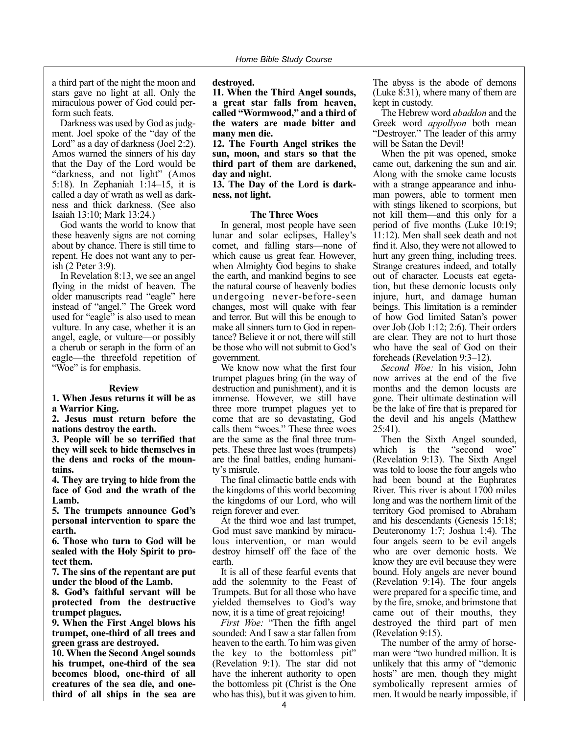a third part of the night the moon and stars gave no light at all. Only the miraculous power of God could perform such feats.

Darkness was used by God as judgment. Joel spoke of the "day of the Lord" as a day of darkness (Joel 2:2). Amos warned the sinners of his day that the Day of the Lord would be "darkness, and not light" (Amos 5:18). In Zephaniah 1:14–15, it is called a day of wrath as well as darkness and thick darkness. (See also Isaiah 13:10; Mark 13:24.)

God wants the world to know that these heavenly signs are not coming about by chance. There is still time to repent. He does not want any to perish (2 Peter 3:9).

In Revelation 8:13, we see an angel flying in the midst of heaven. The older manuscripts read "eagle" here instead of "angel." The Greek word used for "eagle" is also used to mean vulture. In any case, whether it is an angel, eagle, or vulture—or possibly a cherub or seraph in the form of an eagle—the threefold repetition of "Woe" is for emphasis.

**Review**

**1. When Jesus returns it will be as a Warrior King.**

**2. Jesus must return before the nations destroy the earth.**

**3. People will be so terrified that they will seek to hide themselves in the dens and rocks of the mountains.**

**4. They are trying to hide from the face of God and the wrath of the Lamb.**

**5. The trumpets announce God's personal intervention to spare the earth.**

**6. Those who turn to God will be sealed with the Holy Spirit to protect them.**

**7. The sins of the repentant are put under the blood of the Lamb.**

**8. God's faithful servant will be protected from the destructive trumpet plagues.**

**9. When the First Angel blows his trumpet, one-third of all trees and green grass are destroyed.**

**10. When the Second Angel sounds his trumpet, one-third of the sea becomes blood, one-third of all creatures of the sea die, and one-third of all ships in the sea are destroyed.**

**11. When the Third Angel sounds, a great star falls from heaven, called "Wormwood," and a third of the waters are made bitter and many men die.**

**12. The Fourth Angel strikes the sun, moon, and stars so that the third part of them are darkened, day and night.**

**13. The Day of the Lord is darkness, not light.**

**The Three Woes**

In general, most people have seen lunar and solar eclipses, Halley's comet, and falling stars—none of which cause us great fear. However, when Almighty God begins to shake the earth, and mankind begins to see the natural course of heavenly bodies undergoing never-before-seen changes, most will quake with fear and terror. But will this be enough to make all sinners turn to God in repentance? Believe it or not, there will still be those who will not submit to God's government.

We know now what the first four trumpet plagues bring (in the way of destruction and punishment), and it is immense. However, we still have three more trumpet plagues yet to come that are so devastating, God calls them "woes." These three woes are the same as the final three trumpets. These three last woes (trumpets) are the final battles, ending humanity's misrule.

The final climactic battle ends with the kingdoms of this world becoming the kingdoms of our Lord, who will reign forever and ever.

At the third woe and last trumpet, God must save mankind by miraculous intervention, or man would destroy himself off the face of the earth.

It is all of these fearful events that add the solemnity to the Feast of Trumpets. But for all those who have yielded themselves to God's way now, it is a time of great rejoicing!

*First Woe:* "Then the fifth angel sounded: And I saw a star fallen from heaven to the earth. To him was given the key to the bottomless pit" (Revelation 9:1). The star did not have the inherent authority to open the bottomless pit (Christ is the One who has this), but it was given to him. The abyss is the abode of demons (Luke 8:31), where many of them are kept in custody.

The Hebrew word *abaddon* and the Greek word *appollyon* both mean "Destroyer." The leader of this army will be Satan the Devil!

When the pit was opened, smoke came out, darkening the sun and air. Along with the smoke came locusts with a strange appearance and inhuman powers, able to torment men with stings likened to scorpions, but not kill them—and this only for a period of five months (Luke 10:19; 11:12). Men shall seek death and not find it. Also, they were not allowed to hurt any green thing, including trees. Strange creatures indeed, and totally out of character. Locusts eat egetation, but these demonic locusts only injure, hurt, and damage human beings. This limitation is a reminder of how God limited Satan's power over Job (Job 1:12; 2:6). Their orders are clear. They are not to hurt those who have the seal of God on their foreheads (Revelation 9:3–12).

*Second Woe:* In his vision, John now arrives at the end of the five months and the demon locusts are gone. Their ultimate destination will be the lake of fire that is prepared for the devil and his angels (Matthew 25:41).

Then the Sixth Angel sounded, which is the "second woe" (Revelation 9:13). The Sixth Angel was told to loose the four angels who had been bound at the Euphrates River. This river is about 1700 miles long and was the northern limit of the territory God promised to Abraham and his descendants (Genesis 15:18; Deuteronomy 1:7; Joshua 1:4). The four angels seem to be evil angels who are over demonic hosts. We know they are evil because they were bound. Holy angels are never bound (Revelation 9:14). The four angels were prepared for a specific time, and by the fire, smoke, and brimstone that came out of their mouths, they destroyed the third part of men (Revelation 9:15).

The number of the army of horseman were "two hundred million. It is unlikely that this army of "demonic hosts" are men, though they might symbolically represent armies of men. It would be nearly impossible, if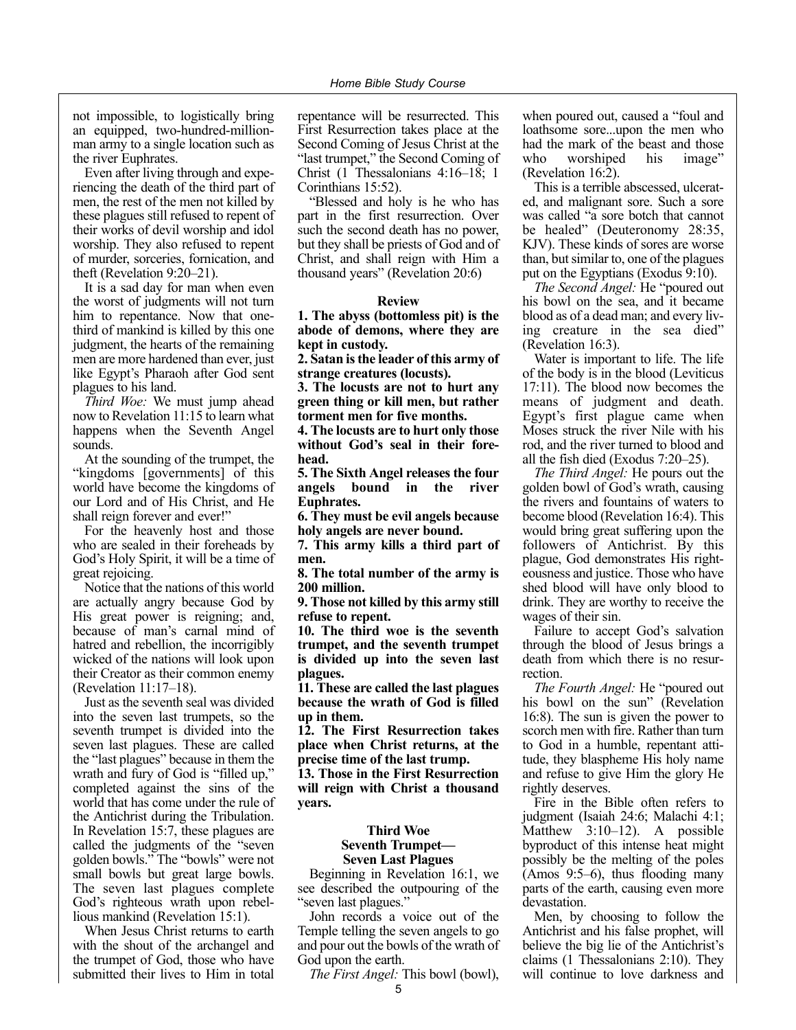not impossible, to logistically bring an equipped, two-hundred-million-man army to a single location such as the river Euphrates.

Even after living through and experiencing the death of the third part of men, the rest of the men not killed by these plagues still refused to repent of their works of devil worship and idol worship. They also refused to repent of murder, sorceries, fornication, and theft (Revelation 9:20–21).

It is a sad day for man when even the worst of judgments will not turn him to repentance. Now that one-third of mankind is killed by this one judgment, the hearts of the remaining men are more hardened than ever, just like Egypt's Pharaoh after God sent plagues to his land.

*Third Woe:* We must jump ahead now to Revelation 11:15 to learn what happens when the Seventh Angel sounds.

At the sounding of the trumpet, the "kingdoms [governments] of this world have become the kingdoms of our Lord and of His Christ, and He shall reign forever and ever!"

For the heavenly host and those who are sealed in their foreheads by God's Holy Spirit, it will be a time of great rejoicing.

Notice that the nations of this world are actually angry because God by His great power is reigning; and, because of man's carnal mind of hatred and rebellion, the incorrigibly wicked of the nations will look upon their Creator as their common enemy (Revelation 11:17–18).

Just as the seventh seal was divided into the seven last trumpets, so the seventh trumpet is divided into the seven last plagues. These are called the "last plagues" because in them the wrath and fury of God is "filled up," completed against the sins of the world that has come under the rule of the Antichrist during the Tribulation. In Revelation 15:7, these plagues are called the judgments of the "seven golden bowls." The "bowls" were not small bowls but great large bowls. The seven last plagues complete God's righteous wrath upon rebellious mankind (Revelation 15:1).

When Jesus Christ returns to earth with the shout of the archangel and the trumpet of God, those who have submitted their lives to Him in total repentance will be resurrected. This First Resurrection takes place at the Second Coming of Jesus Christ at the "last trumpet," the Second Coming of Christ (1 Thessalonians 4:16–18; 1 Corinthians 15:52).

"Blessed and holy is he who has part in the first resurrection. Over such the second death has no power, but they shall be priests of God and of Christ, and shall reign with Him a thousand years" (Revelation 20:6)

**Review**

**1. The abyss (bottomless pit) is the abode of demons, where they are kept in custody.**

**2. Satan is the leader of this army of strange creatures (locusts).**

**3. The locusts are not to hurt any green thing or kill men, but rather torment men for five months.**

**4. The locusts are to hurt only those without God's seal in their forehead.**

**5. The Sixth Angel releases the four angels bound in the river Euphrates.**

**6. They must be evil angels because holy angels are never bound.**

**7. This army kills a third part of men.**

**8. The total number of the army is 200 million.**

**9. Those not killed by this army still refuse to repent.**

**10. The third woe is the seventh trumpet, and the seventh trumpet is divided up into the seven last plagues.**

**11. These are called the last plagues because the wrath of God is filled up in them.**

**12. The First Resurrection takes place when Christ returns, at the precise time of the last trump.**

**13. Those in the First Resurrection will reign with Christ a thousand years.**

### Third Woe
### Seventh Trumpet—
### Seven Last Plagues

Beginning in Revelation 16:1, we see described the outpouring of the "seven last plagues."

John records a voice out of the Temple telling the seven angels to go and pour out the bowls of the wrath of God upon the earth.

*The First Angel:* This bowl (bowl), when poured out, caused a "foul and loathsome sore...upon the men who had the mark of the beast and those who worshiped his image" (Revelation 16:2).

This is a terrible abscessed, ulcerated, and malignant sore. Such a sore was called "a sore botch that cannot be healed" (Deuteronomy 28:35, KJV). These kinds of sores are worse than, but similar to, one of the plagues put on the Egyptians (Exodus 9:10).

*The Second Angel:* He "poured out his bowl on the sea, and it became blood as of a dead man; and every living creature in the sea died" (Revelation 16:3).

Water is important to life. The life of the body is in the blood (Leviticus 17:11). The blood now becomes the means of judgment and death. Egypt's first plague came when Moses struck the river Nile with his rod, and the river turned to blood and all the fish died (Exodus 7:20–25).

*The Third Angel:* He pours out the golden bowl of God's wrath, causing the rivers and fountains of waters to become blood (Revelation 16:4). This would bring great suffering upon the followers of Antichrist. By this plague, God demonstrates His righteousness and justice. Those who have shed blood will have only blood to drink. They are worthy to receive the wages of their sin.

Failure to accept God's salvation through the blood of Jesus brings a death from which there is no resurrection.

*The Fourth Angel:* He "poured out his bowl on the sun" (Revelation 16:8). The sun is given the power to scorch men with fire. Rather than turn to God in a humble, repentant attitude, they blaspheme His holy name and refuse to give Him the glory He rightly deserves.

Fire in the Bible often refers to judgment (Isaiah 24:6; Malachi 4:1; Matthew 3:10–12). A possible byproduct of this intense heat might possibly be the melting of the poles (Amos 9:5–6), thus flooding many parts of the earth, causing even more devastation.

Men, by choosing to follow the Antichrist and his false prophet, will believe the big lie of the Antichrist's claims (1 Thessalonians 2:10). They will continue to love darkness and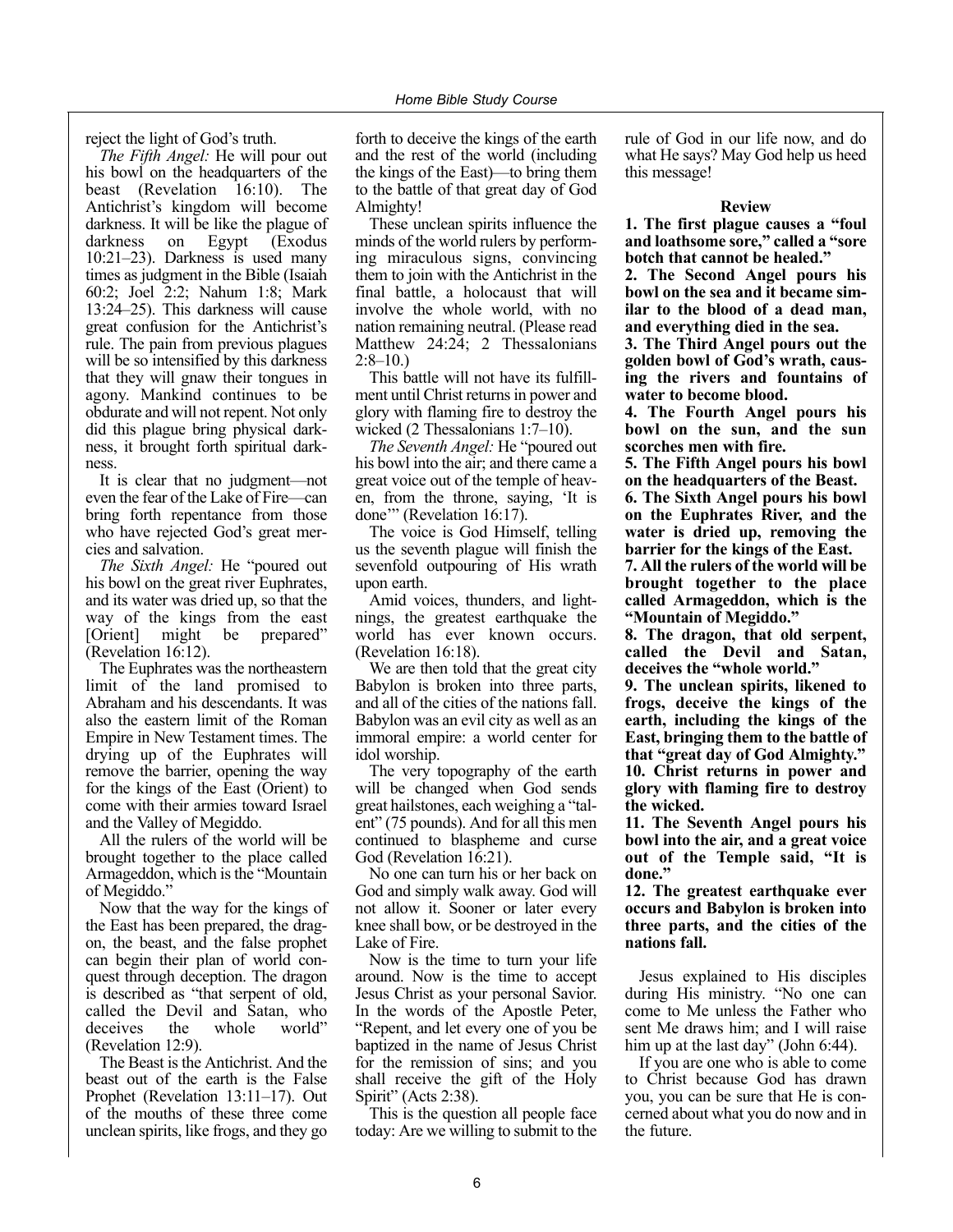reject the light of God's truth.

*The Fifth Angel:* He will pour out his bowl on the headquarters of the beast (Revelation 16:10). The Antichrist's kingdom will become darkness. It will be like the plague of darkness on Egypt (Exodus 10:21–23). Darkness is used many times as judgment in the Bible (Isaiah 60:2; Joel 2:2; Nahum 1:8; Mark 13:24–25). This darkness will cause great confusion for the Antichrist's rule. The pain from previous plagues will be so intensified by this darkness that they will gnaw their tongues in agony. Mankind continues to be obdurate and will not repent. Not only did this plague bring physical darkness, it brought forth spiritual darkness.

It is clear that no judgment—not even the fear of the Lake of Fire—can bring forth repentance from those who have rejected God's great mercies and salvation.

*The Sixth Angel:* He "poured out his bowl on the great river Euphrates, and its water was dried up, so that the way of the kings from the east [Orient] might be prepared" (Revelation 16:12).

The Euphrates was the northeastern limit of the land promised to Abraham and his descendants. It was also the eastern limit of the Roman Empire in New Testament times. The drying up of the Euphrates will remove the barrier, opening the way for the kings of the East (Orient) to come with their armies toward Israel and the Valley of Megiddo.

All the rulers of the world will be brought together to the place called Armageddon, which is the "Mountain of Megiddo."

Now that the way for the kings of the East has been prepared, the dragon, the beast, and the false prophet can begin their plan of world conquest through deception. The dragon is described as "that serpent of old, called the Devil and Satan, who deceives the whole world" (Revelation 12:9).

The Beast is the Antichrist. And the beast out of the earth is the False Prophet (Revelation 13:11–17). Out of the mouths of these three come unclean spirits, like frogs, and they go forth to deceive the kings of the earth and the rest of the world (including the kings of the East)—to bring them to the battle of that great day of God Almighty!

These unclean spirits influence the minds of the world rulers by performing miraculous signs, convincing them to join with the Antichrist in the final battle, a holocaust that will involve the whole world, with no nation remaining neutral. (Please read Matthew 24:24; 2 Thessalonians 2:8–10.)

This battle will not have its fulfillment until Christ returns in power and glory with flaming fire to destroy the wicked (2 Thessalonians 1:7–10).

*The Seventh Angel:* He "poured out his bowl into the air; and there came a great voice out of the temple of heaven, from the throne, saying, 'It is done'" (Revelation 16:17).

The voice is God Himself, telling us the seventh plague will finish the sevenfold outpouring of His wrath upon earth.

Amid voices, thunders, and lightnings, the greatest earthquake the world has ever known occurs. (Revelation 16:18).

We are then told that the great city Babylon is broken into three parts, and all of the cities of the nations fall. Babylon was an evil city as well as an immoral empire: a world center for idol worship.

The very topography of the earth will be changed when God sends great hailstones, each weighing a "talent" (75 pounds). And for all this men continued to blaspheme and curse God (Revelation 16:21).

No one can turn his or her back on God and simply walk away. God will not allow it. Sooner or later every knee shall bow, or be destroyed in the Lake of Fire.

Now is the time to turn your life around. Now is the time to accept Jesus Christ as your personal Savior. In the words of the Apostle Peter, "Repent, and let every one of you be baptized in the name of Jesus Christ for the remission of sins; and you shall receive the gift of the Holy Spirit" (Acts 2:38).

This is the question all people face today: Are we willing to submit to the rule of God in our life now, and do what He says? May God help us heed this message!

**Review**

**1. The first plague causes a "foul and loathsome sore," called a "sore botch that cannot be healed."**
**2. The Second Angel pours his bowl on the sea and it became similar to the blood of a dead man, and everything died in the sea.**
**3. The Third Angel pours out the golden bowl of God's wrath, causing the rivers and fountains of water to become blood.**
**4. The Fourth Angel pours his bowl on the sun, and the sun scorches men with fire.**
**5. The Fifth Angel pours his bowl on the headquarters of the Beast.**
**6. The Sixth Angel pours his bowl on the Euphrates River, and the water is dried up, removing the barrier for the kings of the East.**
**7. All the rulers of the world will be brought together to the place called Armageddon, which is the "Mountain of Megiddo."**
**8. The dragon, that old serpent, called the Devil and Satan, deceives the "whole world."**
**9. The unclean spirits, likened to frogs, deceive the kings of the earth, including the kings of the East, bringing them to the battle of that "great day of God Almighty."**
**10. Christ returns in power and glory with flaming fire to destroy the wicked.**
**11. The Seventh Angel pours his bowl into the air, and a great voice out of the Temple said, "It is done."**
**12. The greatest earthquake ever occurs and Babylon is broken into three parts, and the cities of the nations fall.**

Jesus explained to His disciples during His ministry. "No one can come to Me unless the Father who sent Me draws him; and I will raise him up at the last day" (John 6:44).

If you are one who is able to come to Christ because God has drawn you, you can be sure that He is concerned about what you do now and in the future.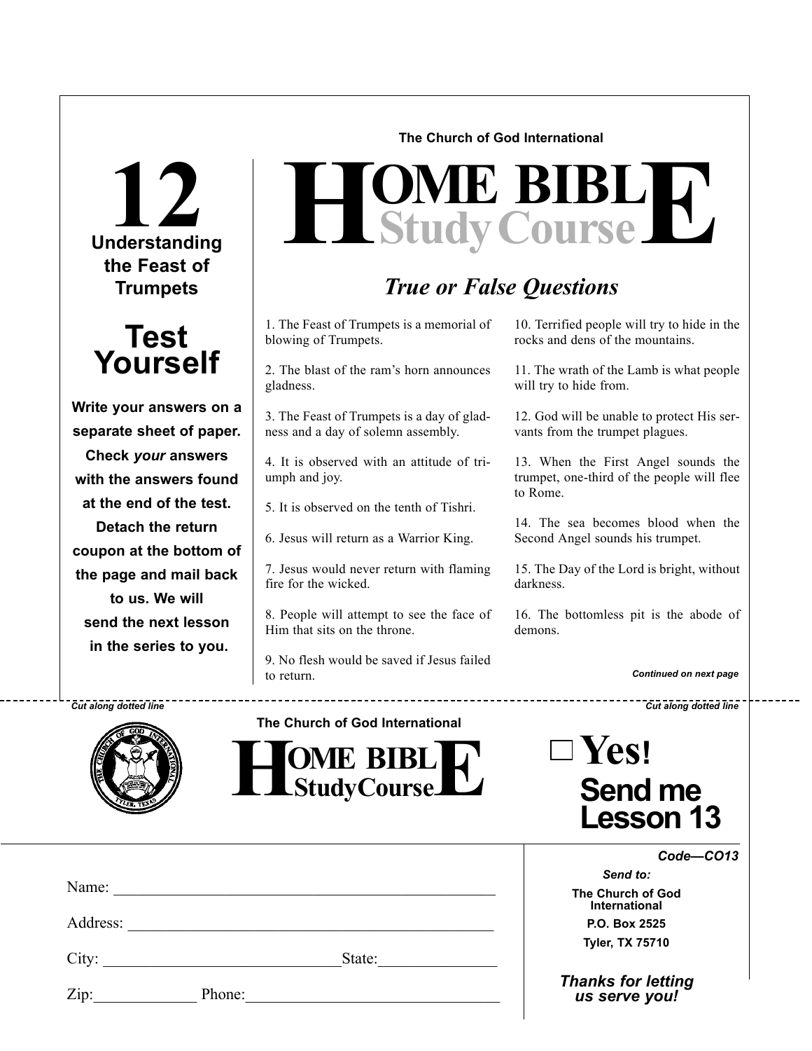The Church of God International

# HOME BIBLE Study Course

## 12
### Understanding the Feast of Trumpets

## Test Yourself

**Write your answers on a separate sheet of paper. Check *your* answers with the answers found at the end of the test. Detach the return coupon at the bottom of the page and mail back to us. We will send the next lesson in the series to you.**

## *True or False Questions*

1. The Feast of Trumpets is a memorial of blowing of Trumpets.

2. The blast of the ram's horn announces gladness.

3. The Feast of Trumpets is a day of gladness and a day of solemn assembly.

4. It is observed with an attitude of triumph and joy.

5. It is observed on the tenth of Tishri.

6. Jesus will return as a Warrior King.

7. Jesus would never return with flaming fire for the wicked.

8. People will attempt to see the face of Him that sits on the throne.

9. No flesh would be saved if Jesus failed to return.

10. Terrified people will try to hide in the rocks and dens of the mountains.

11. The wrath of the Lamb is what people will try to hide from.

12. God will be unable to protect His servants from the trumpet plagues.

13. When the First Angel sounds the trumpet, one-third of the people will flee to Rome.

14. The sea becomes blood when the Second Angel sounds his trumpet.

15. The Day of the Lord is bright, without darkness.

16. The bottomless pit is the abode of demons.

***Continued on next page***

*Cut along dotted line* *Cut along dotted line*

The Church of God International

HOME BIBLE StudyCourse

☐ **Yes!**
**Send me Lesson 13**

***Code—CO13***

Name: ______________________________________________

Address: ____________________________________________

City: ____________________________State:______________

Zip:_____________ Phone:_______________________________

***Send to:***

**The Church of God International**
**P.O. Box 2525**
**Tyler, TX 75710**

***Thanks for letting us serve you!***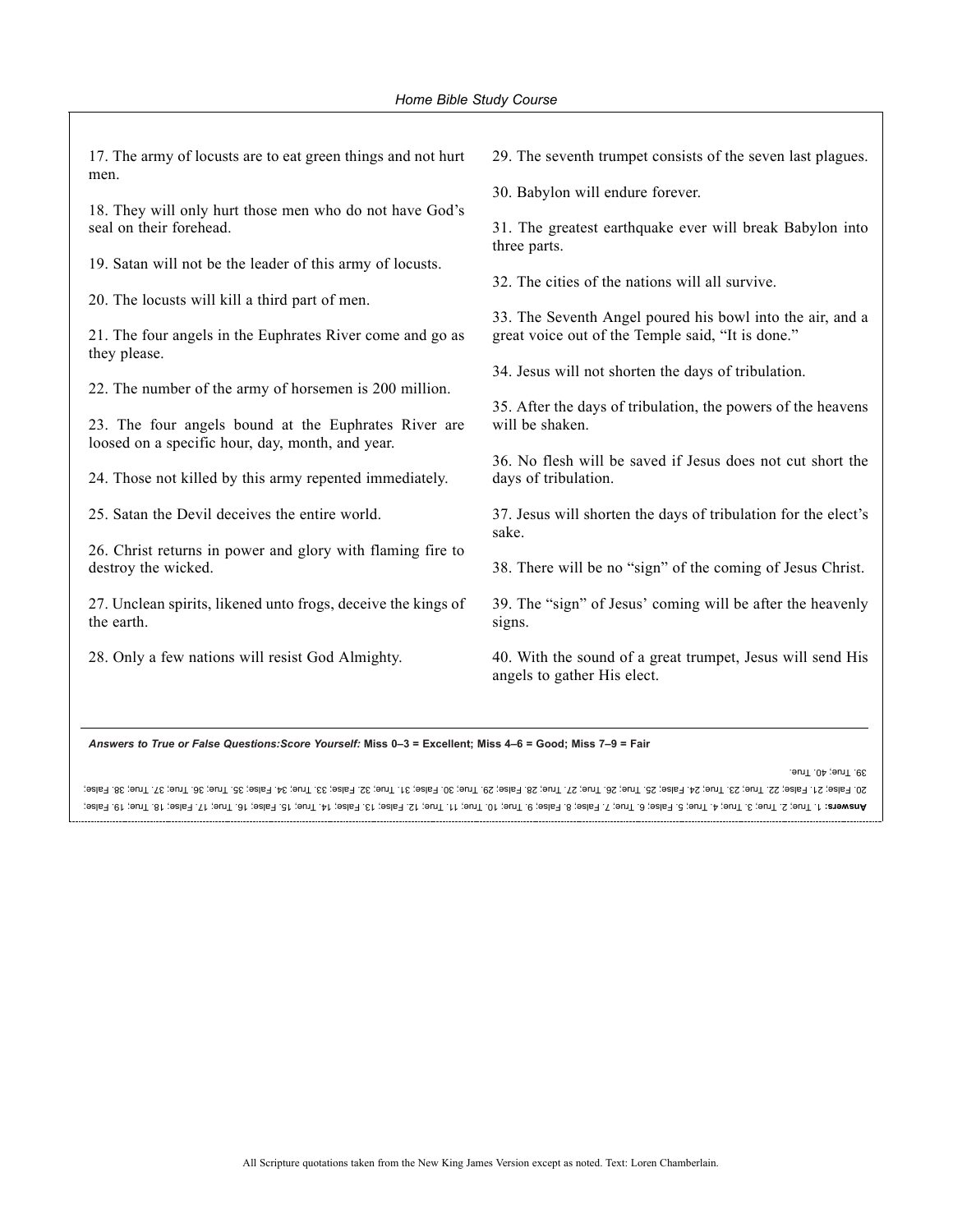17. The army of locusts are to eat green things and not hurt men.

18. They will only hurt those men who do not have God's seal on their forehead.

19. Satan will not be the leader of this army of locusts.

20. The locusts will kill a third part of men.

21. The four angels in the Euphrates River come and go as they please.

22. The number of the army of horsemen is 200 million.

23. The four angels bound at the Euphrates River are loosed on a specific hour, day, month, and year.

24. Those not killed by this army repented immediately.

25. Satan the Devil deceives the entire world.

26. Christ returns in power and glory with flaming fire to destroy the wicked.

27. Unclean spirits, likened unto frogs, deceive the kings of the earth.

28. Only a few nations will resist God Almighty.

29. The seventh trumpet consists of the seven last plagues.

30. Babylon will endure forever.

31. The greatest earthquake ever will break Babylon into three parts.

32. The cities of the nations will all survive.

33. The Seventh Angel poured his bowl into the air, and a great voice out of the Temple said, "It is done."

34. Jesus will not shorten the days of tribulation.

35. After the days of tribulation, the powers of the heavens will be shaken.

36. No flesh will be saved if Jesus does not cut short the days of tribulation.

37. Jesus will shorten the days of tribulation for the elect's sake.

38. There will be no "sign" of the coming of Jesus Christ.

39. The "sign" of Jesus' coming will be after the heavenly signs.

40. With the sound of a great trumpet, Jesus will send His angels to gather His elect.

***Answers to True or False Questions:Score Yourself:*** **Miss 0–3 = Excellent; Miss 4–6 = Good; Miss 7–9 = Fair**

**Answers:** 1. True; 2. True; 3. True; 4. True; 5. False; 6. True; 7. False; 8. False; 9. True; 10. True; 11. True; 12. False; 13. False; 14. True; 15. False; 16. True; 17. False; 18. True; 19. False; 20. False; 21. False; 22. True; 23. True; 24. False; 25. True; 26. True; 27. True; 28. False; 29. True; 30. False; 31. True; 32. False; 33. True; 34. False; 35. True; 36. True; 37. True; 38. False; 39. True; 40. True.

All Scripture quotations taken from the New King James Version except as noted. Text: Loren Chamberlain.